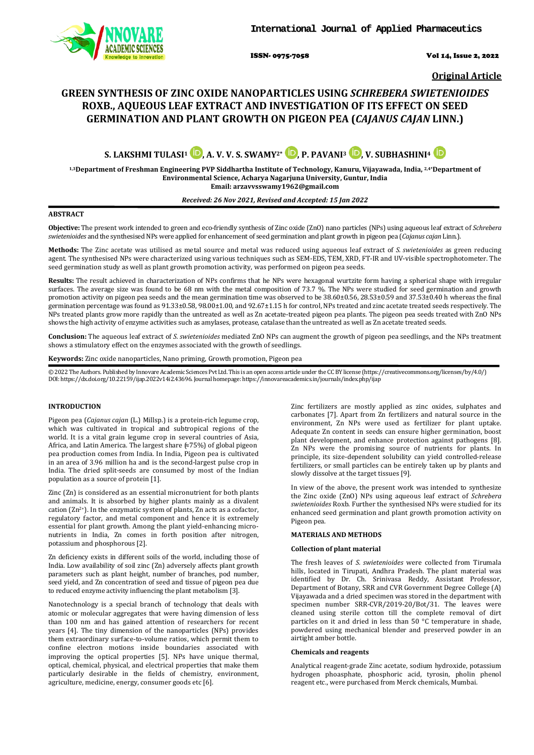International Journal of Applied Pharmaceutics

ISSN- 0975-7058 Vol 14, Issue 2, 2022

**Original Article**

# GREEN SYNTHESIS OF ZINC OXIDE NANOPARTICLES USING *SCHREBERA SWIETENIOIDES* ROXB., AQUEOUS LEAF EXTRACT AND INVESTIGATION OF ITS EFFECT ON SEED GERMINATION AND PLANT GROWTH ON PIGEON PEA (*CAJANUS CAJAN* LINN.)

**S. LAKSHMI TULASI[1], A. V. V. S. SWAMY[2*], P. PAVANI[3], V. SUBHASHINI[4]**

[1,3]Department of Freshman Engineering PVP Siddhartha Institute of Technology, Kanuru, Vijayawada, India, [2,4*]Department of Environmental Science, Acharya Nagarjuna University, Guntur, India
Email: arzavvsswamy1962@gmail.com

*Received: 26 Nov 2021, Revised and Accepted: 15 Jan 2022*

## ABSTRACT

**Objective:** The present work intended to green and eco-friendly synthesis of Zinc oxide (ZnO) nano particles (NPs) using aqueous leaf extract of *Schrebera swietenioides* and the synthesised NPs were applied for enhancement of seed germination and plant growth in pigeon pea (*Cajanus cajan* Linn.).

**Methods:** The Zinc acetate was utilised as metal source and metal was reduced using aqueous leaf extract of *S. swietenioides* as green reducing agent. The synthesised NPs were characterized using various techniques such as SEM-EDS, TEM, XRD, FT-IR and UV-visible spectrophotometer. The seed germination study as well as plant growth promotion activity, was performed on pigeon pea seeds.

**Results:** The result achieved in characterization of NPs confirms that he NPs were hexagonal wurtzite form having a spherical shape with irregular surfaces. The average size was found to be 68 nm with the metal composition of 73.7 %. The NPs were studied for seed germination and growth promotion activity on pigeon pea seeds and the mean germination time was observed to be 38.60±0.56, 28.53±0.59 and 37.53±0.40 h whereas the final germination percentage was found as 91.33±0.58, 98.00±1.00, and 92.67±1.15 h for control, NPs treated and zinc acetate treated seeds respectively. The NPs treated plants grow more rapidly than the untreated as well as Zn acetate-treated pigeon pea plants. The pigeon pea seeds treated with ZnO NPs shows the high activity of enzyme activities such as amylases, protease, catalase than the untreated as well as Zn acetate treated seeds.

**Conclusion:** The aqueous leaf extract of *S. swietenioides* mediated ZnO NPs can augment the growth of pigeon pea seedlings, and the NPs treatment shows a stimulatory effect on the enzymes associated with the growth of seedlings.

**Keywords:** Zinc oxide nanoparticles, Nano priming, Growth promotion, Pigeon pea

© 2022 The Authors. Published by Innovare Academic Sciences Pvt Ltd. This is an open access article under the CC BY license (https://creativecommons.org/licenses/by/4.0/)
DOI: https://dx.doi.org/10.22159/ijap.2022v14i2.43696. Journal homepage: https://innovareacademics.in/journals/index.php/ijap

## INTRODUCTION

Pigeon pea (*Cajanus cajan* (L.) Millsp.) is a protein-rich legume crop, which was cultivated in tropical and subtropical regions of the world. It is a vital grain legume crop in several countries of Asia, Africa, and Latin America. The largest share (≈75%) of global pigeon pea production comes from India. In India, Pigeon pea is cultivated in an area of 3.96 million ha and is the second-largest pulse crop in India. The dried split-seeds are consumed by most of the Indian population as a source of protein [1].

Zinc (Zn) is considered as an essential micronutrient for both plants and animals. It is absorbed by higher plants mainly as a divalent cation ($Zn^{2+}$). In the enzymatic system of plants, Zn acts as a cofactor, regulatory factor, and metal component and hence it is extremely essential for plant growth. Among the plant yield-enhancing micro-nutrients in India, Zn comes in forth position after nitrogen, potassium and phosphorous [2].

Zn deficiency exists in different soils of the world, including those of India. Low availability of soil zinc (Zn) adversely affects plant growth parameters such as plant height, number of branches, pod number, seed yield, and Zn concentration of seed and tissue of pigeon pea due to reduced enzyme activity influencing the plant metabolism [3].

Nanotechnology is a special branch of technology that deals with atomic or molecular aggregates that were having dimension of less than 100 nm and has gained attention of researchers for recent years [4]. The tiny dimension of the nanoparticles (NPs) provides them extraordinary surface-to-volume ratios, which permit them to confine electron motions inside boundaries associated with improving the optical properties [5]. NPs have unique thermal, optical, chemical, physical, and electrical properties that make them particularly desirable in the fields of chemistry, environment, agriculture, medicine, energy, consumer goods etc [6].

Zinc fertilizers are mostly applied as zinc oxides, sulphates and carbonates [7]. Apart from Zn fertilizers and natural source in the environment, Zn NPs were used as fertilizer for plant uptake. Adequate Zn content in seeds can ensure higher germination, boost plant development, and enhance protection against pathogens [8]. Zn NPs were the promising source of nutrients for plants. In principle, its size-dependent solubility can yield controlled-release fertilizers, or small particles can be entirely taken up by plants and slowly dissolve at the target tissues [9].

In view of the above, the present work was intended to synthesize the Zinc oxide (ZnO) NPs using aqueous leaf extract of *Schrebera swietenioides* Roxb. Further the synthesised NPs were studied for its enhanced seed germination and plant growth promotion activity on Pigeon pea.

## MATERIALS AND METHODS

### Collection of plant material

The fresh leaves of *S. swietenioides* were collected from Tirumala hills, located in Tirupati, Andhra Pradesh. The plant material was identified by Dr. Ch. Srinivasa Reddy, Assistant Professor, Department of Botany, SRR and CVR Government Degree College (A) Vijayawada and a dried specimen was stored in the department with specimen number SRR-CVR/2019-20/Bot/31. The leaves were cleaned using sterile cotton till the complete removal of dirt particles on it and dried in less than 50 °C temperature in shade, powdered using mechanical blender and preserved powder in an airtight amber bottle.

### Chemicals and reagents

Analytical reagent-grade Zinc acetate, sodium hydroxide, potassium hydrogen phoasphate, phosphoric acid, tyrosin, pholin phenol reagent etc., were purchased from Merck chemicals, Mumbai.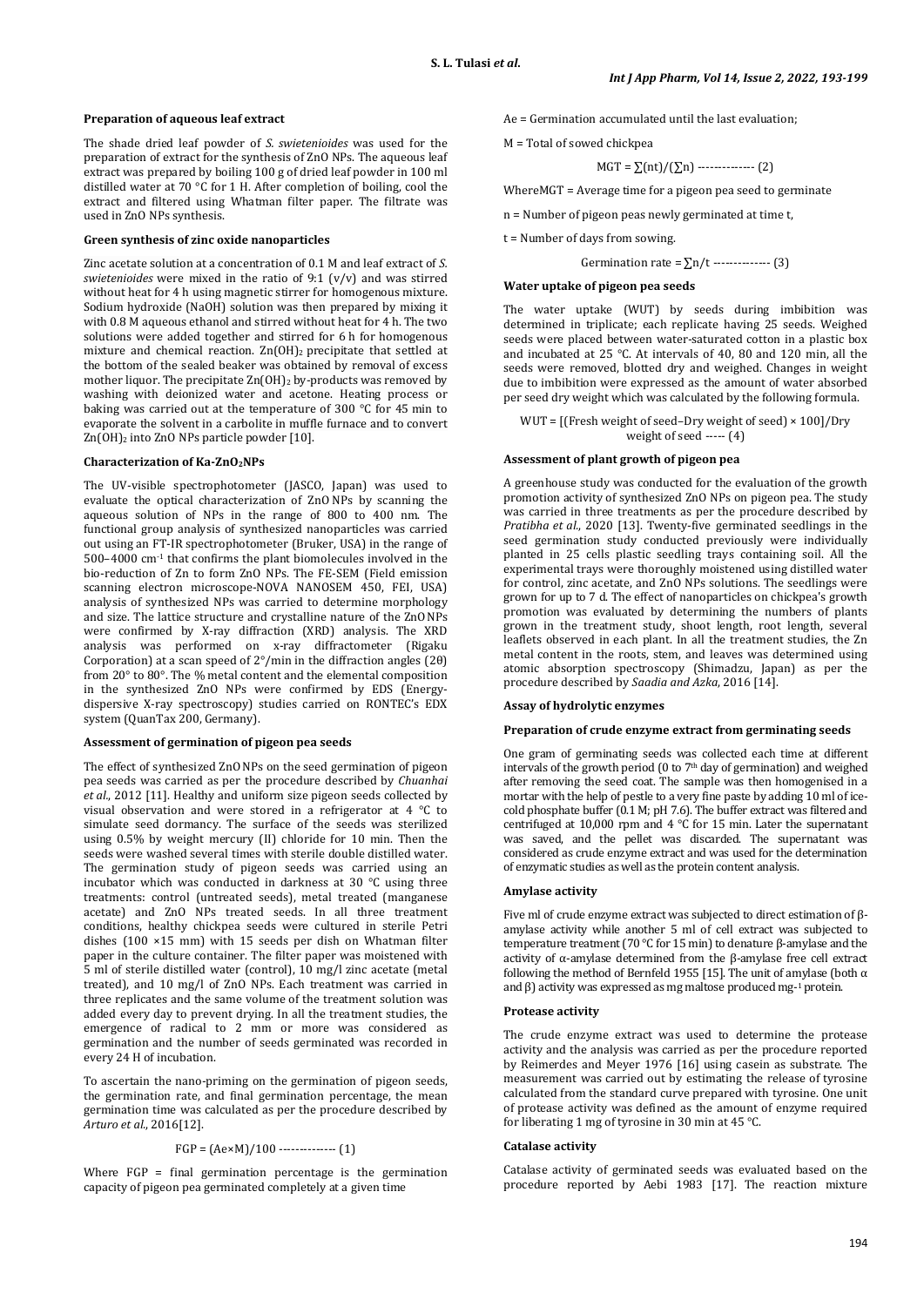#### Preparation of aqueous leaf extract

The shade dried leaf powder of *S. swietenioides* was used for the preparation of extract for the synthesis of ZnO NPs. The aqueous leaf extract was prepared by boiling 100 g of dried leaf powder in 100 ml distilled water at 70 °C for 1 H. After completion of boiling, cool the extract and filtered using Whatman filter paper. The filtrate was used in ZnO NPs synthesis.

#### Green synthesis of zinc oxide nanoparticles

Zinc acetate solution at a concentration of 0.1 M and leaf extract of *S. swietenioides* were mixed in the ratio of 9:1 (v/v) and was stirred without heat for 4 h using magnetic stirrer for homogenous mixture. Sodium hydroxide (NaOH) solution was then prepared by mixing it with 0.8 M aqueous ethanol and stirred without heat for 4 h. The two solutions were added together and stirred for 6 h for homogenous mixture and chemical reaction. $Zn(OH)_2$ precipitate that settled at the bottom of the sealed beaker was obtained by removal of excess mother liquor. The precipitate $Zn(OH)_2$ by-products was removed by washing with deionized water and acetone. Heating process or baking was carried out at the temperature of 300 °C for 45 min to evaporate the solvent in a carbolite in muffle furnace and to convert $Zn(OH)_2$ into ZnO NPs particle powder [10].

#### Characterization of Ka-$ZnO_2$NPs

The UV-visible spectrophotometer (JASCO, Japan) was used to evaluate the optical characterization of ZnO NPs by scanning the aqueous solution of NPs in the range of 800 to 400 nm. The functional group analysis of synthesized nanoparticles was carried out using an FT-IR spectrophotometer (Bruker, USA) in the range of 500–4000 $cm^{-1}$ that confirms the plant biomolecules involved in the bio-reduction of Zn to form ZnO NPs. The FE-SEM (Field emission scanning electron microscope-NOVA NANOSEM 450, FEI, USA) analysis of synthesized NPs was carried to determine morphology and size. The lattice structure and crystalline nature of the ZnO NPs were confirmed by X-ray diffraction (XRD) analysis. The XRD analysis was performed on x-ray diffractometer (Rigaku Corporation) at a scan speed of 2°/min in the diffraction angles (2θ) from 20° to 80°. The % metal content and the elemental composition in the synthesized ZnO NPs were confirmed by EDS (Energy-dispersive X-ray spectroscopy) studies carried on RONTEC's EDX system (QuanTax 200, Germany).

#### Assessment of germination of pigeon pea seeds

The effect of synthesized ZnO NPs on the seed germination of pigeon pea seeds was carried as per the procedure described by *Chuanhai et al.*, 2012 [11]. Healthy and uniform size pigeon seeds collected by visual observation and were stored in a refrigerator at 4 °C to simulate seed dormancy. The surface of the seeds was sterilized using 0.5% by weight mercury (II) chloride for 10 min. Then the seeds were washed several times with sterile double distilled water. The germination study of pigeon seeds was carried using an incubator which was conducted in darkness at 30 °C using three treatments: control (untreated seeds), metal treated (manganese acetate) and ZnO NPs treated seeds. In all three treatment conditions, healthy chickpea seeds were cultured in sterile Petri dishes (100 ×15 mm) with 15 seeds per dish on Whatman filter paper in the culture container. The filter paper was moistened with 5 ml of sterile distilled water (control), 10 mg/l zinc acetate (metal treated), and 10 mg/l of ZnO NPs. Each treatment was carried in three replicates and the same volume of the treatment solution was added every day to prevent drying. In all the treatment studies, the emergence of radical to 2 mm or more was considered as germination and the number of seeds germinated was recorded in every 24 H of incubation.

To ascertain the nano-priming on the germination of pigeon seeds, the germination rate, and final germination percentage, the mean germination time was calculated as per the procedure described by *Arturo et al.*, 2016[12].

$$FGP = (Ae \times M)/100 \text{ -------------- (1)}$$

Where FGP = final germination percentage is the germination capacity of pigeon pea germinated completely at a given time

Ae = Germination accumulated until the last evaluation;

M = Total of sowed chickpea

$$MGT = \sum(nt)/(\sum n) \text{ -------------- (2)}$$

WhereMGT = Average time for a pigeon pea seed to germinate

n = Number of pigeon peas newly germinated at time t,

t = Number of days from sowing.

$$\text{Germination rate} = \sum n/t \text{ -------------- (3)}$$

#### Water uptake of pigeon pea seeds

The water uptake (WUT) by seeds during imbibition was determined in triplicate; each replicate having 25 seeds. Weighed seeds were placed between water-saturated cotton in a plastic box and incubated at 25 °C. At intervals of 40, 80 and 120 min, all the seeds were removed, blotted dry and weighed. Changes in weight due to imbibition were expressed as the amount of water absorbed per seed dry weight which was calculated by the following formula.

$$WUT = [(\text{Fresh weight of seed} - \text{Dry weight of seed}) \times 100]/\text{Dry weight of seed} \text{ ----- (4)}$$

#### Assessment of plant growth of pigeon pea

A greenhouse study was conducted for the evaluation of the growth promotion activity of synthesized ZnO NPs on pigeon pea. The study was carried in three treatments as per the procedure described by *Pratibha et al.*, 2020 [13]. Twenty-five germinated seedlings in the seed germination study conducted previously were individually planted in 25 cells plastic seedling trays containing soil. All the experimental trays were thoroughly moistened using distilled water for control, zinc acetate, and ZnO NPs solutions. The seedlings were grown for up to 7 d. The effect of nanoparticles on chickpea's growth promotion was evaluated by determining the numbers of plants grown in the treatment study, shoot length, root length, several leaflets observed in each plant. In all the treatment studies, the Zn metal content in the roots, stem, and leaves was determined using atomic absorption spectroscopy (Shimadzu, Japan) as per the procedure described by *Saadia and Azka*, 2016 [14].

#### Assay of hydrolytic enzymes

#### Preparation of crude enzyme extract from germinating seeds

One gram of germinating seeds was collected each time at different intervals of the growth period (0 to 7th day of germination) and weighed after removing the seed coat. The sample was then homogenised in a mortar with the help of pestle to a very fine paste by adding 10 ml of ice-cold phosphate buffer (0.1 M; pH 7.6). The buffer extract was filtered and centrifuged at 10,000 rpm and 4 °C for 15 min. Later the supernatant was saved, and the pellet was discarded. The supernatant was considered as crude enzyme extract and was used for the determination of enzymatic studies as well as the protein content analysis.

#### Amylase activity

Five ml of crude enzyme extract was subjected to direct estimation of β-amylase activity while another 5 ml of cell extract was subjected to temperature treatment (70 °C for 15 min) to denature β-amylase and the activity of α-amylase determined from the β-amylase free cell extract following the method of Bernfeld 1955 [15]. The unit of amylase (both α and β) activity was expressed as mg maltose produced $mg^{-1}$ protein.

#### Protease activity

The crude enzyme extract was used to determine the protease activity and the analysis was carried as per the procedure reported by Reimerdes and Meyer 1976 [16] using casein as substrate. The measurement was carried out by estimating the release of tyrosine calculated from the standard curve prepared with tyrosine. One unit of protease activity was defined as the amount of enzyme required for liberating 1 mg of tyrosine in 30 min at 45 °C.

#### Catalase activity

Catalase activity of germinated seeds was evaluated based on the procedure reported by Aebi 1983 [17]. The reaction mixture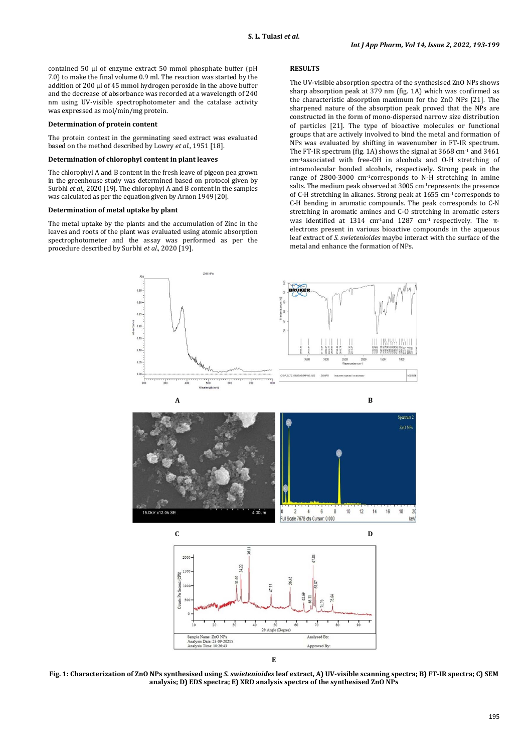contained 50 µl of enzyme extract 50 mmol phosphate buffer (pH 7.0) to make the final volume 0.9 ml. The reaction was started by the addition of 200 µl of 45 mmol hydrogen peroxide in the above buffer and the decrease of absorbance was recorded at a wavelength of 240 nm using UV-visible spectrophotometer and the catalase activity was expressed as mol/min/mg protein.

### Determination of protein content

The protein contest in the germinating seed extract was evaluated based on the method described by Lowry *et al.*, 1951 [18].

### Determination of chlorophyl content in plant leaves

The chlorophyl A and B content in the fresh leave of pigeon pea grown in the greenhouse study was determined based on protocol given by Surbhi *et al.*, 2020 [19]. The chlorophyl A and B content in the samples was calculated as per the equation given by Arnon 1949 [20].

### Determination of metal uptake by plant

The metal uptake by the plants and the accumulation of Zinc in the leaves and roots of the plant was evaluated using atomic absorption spectrophotometer and the assay was performed as per the procedure described by Surbhi *et al.*, 2020 [19].

## RESULTS

The UV-visible absorption spectra of the synthesised ZnO NPs shows sharp absorption peak at 379 nm (fig. 1A) which was confirmed as the characteristic absorption maximum for the ZnO NPs [21]. The sharpened nature of the absorption peak proved that the NPs are constructed in the form of mono-dispersed narrow size distribution of particles [21]. The type of bioactive molecules or functional groups that are actively involved to bind the metal and formation of NPs was evaluated by shifting in wavenumber in FT-IR spectrum. The FT-IR spectrum (fig. 1A) shows the signal at 3668 $cm^{-1}$ and 3461 $cm^{-1}$associated with free-OH in alcohols and O-H stretching of intramolecular bonded alcohols, respectively. Strong peak in the range of 2800-3000 $cm^{-1}$corresponds to N-H stretching in amine salts. The medium peak observed at 3005 $cm^{-1}$represents the presence of C-H stretching in alkanes. Strong peak at 1655 $cm^{-1}$corresponds to C-H bending in aromatic compounds. The peak corresponds to C-N stretching in aromatic amines and C-O stretching in aromatic esters was identified at 1314 $cm^{-1}$and 1287 $cm^{-1}$ respectively. The π-electrons present in various bioactive compounds in the aqueous leaf extract of *S. swietenioides* maybe interact with the surface of the metal and enhance the formation of NPs.

**Fig. 1: Characterization of ZnO NPs synthesised using *S. swietenioides* leaf extract, A) UV-visible scanning spectra; B) FT-IR spectra; C) SEM analysis; D) EDS spectra; E) XRD analysis spectra of the synthesised ZnO NPs**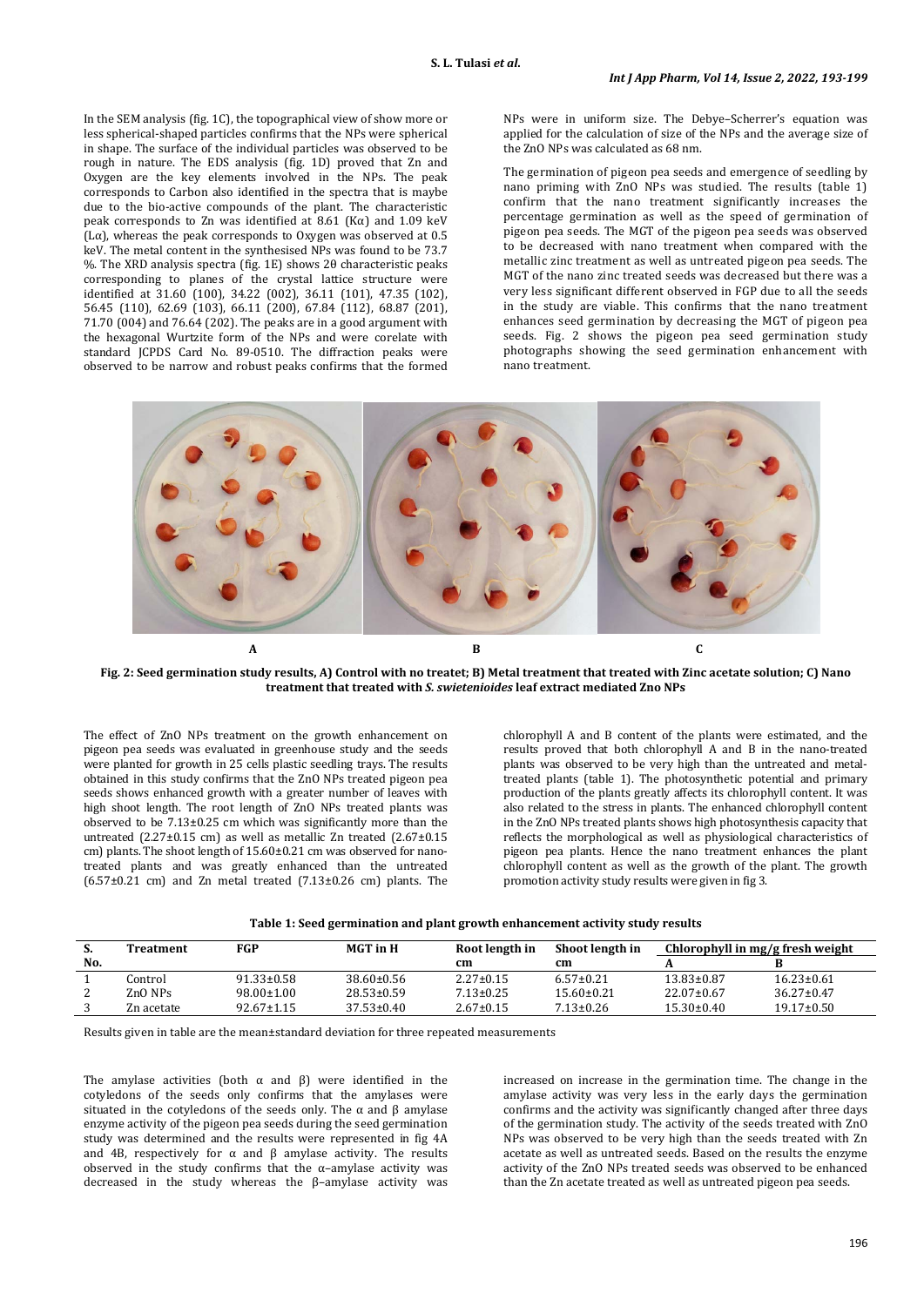In the SEM analysis (fig. 1C), the topographical view of show more or less spherical-shaped particles confirms that the NPs were spherical in shape. The surface of the individual particles was observed to be rough in nature. The EDS analysis (fig. 1D) proved that Zn and Oxygen are the key elements involved in the NPs. The peak corresponds to Carbon also identified in the spectra that is maybe due to the bio-active compounds of the plant. The characteristic peak corresponds to Zn was identified at 8.61 (Kα) and 1.09 keV (Lα), whereas the peak corresponds to Oxygen was observed at 0.5 keV. The metal content in the synthesised NPs was found to be 73.7 %. The XRD analysis spectra (fig. 1E) shows 2θ characteristic peaks corresponding to planes of the crystal lattice structure were identified at 31.60 (100), 34.22 (002), 36.11 (101), 47.35 (102), 56.45 (110), 62.69 (103), 66.11 (200), 67.84 (112), 68.87 (201), 71.70 (004) and 76.64 (202). The peaks are in a good argument with the hexagonal Wurtzite form of the NPs and were corelate with standard JCPDS Card No. 89-0510. The diffraction peaks were observed to be narrow and robust peaks confirms that the formed NPs were in uniform size. The Debye–Scherrer's equation was applied for the calculation of size of the NPs and the average size of the ZnO NPs was calculated as 68 nm.

The germination of pigeon pea seeds and emergence of seedling by nano priming with ZnO NPs was studied. The results (table 1) confirm that the nano treatment significantly increases the percentage germination as well as the speed of germination of pigeon pea seeds. The MGT of the pigeon pea seeds was observed to be decreased with nano treatment when compared with the metallic zinc treatment as well as untreated pigeon pea seeds. The MGT of the nano zinc treated seeds was decreased but there was a very less significant different observed in FGP due to all the seeds in the study are viable. This confirms that the nano treatment enhances seed germination by decreasing the MGT of pigeon pea seeds. Fig. 2 shows the pigeon pea seed germination study photographs showing the seed germination enhancement with nano treatment.

**Fig. 2: Seed germination study results, A) Control with no treatet; B) Metal treatment that treated with Zinc acetate solution; C) Nano treatment that treated with *S. swietenioides* leaf extract mediated Zno NPs**

The effect of ZnO NPs treatment on the growth enhancement on pigeon pea seeds was evaluated in greenhouse study and the seeds were planted for growth in 25 cells plastic seedling trays. The results obtained in this study confirms that the ZnO NPs treated pigeon pea seeds shows enhanced growth with a greater number of leaves with high shoot length. The root length of ZnO NPs treated plants was observed to be 7.13±0.25 cm which was significantly more than the untreated (2.27±0.15 cm) as well as metallic Zn treated (2.67±0.15 cm) plants. The shoot length of 15.60±0.21 cm was observed for nano-treated plants and was greatly enhanced than the untreated (6.57±0.21 cm) and Zn metal treated (7.13±0.26 cm) plants. The chlorophyll A and B content of the plants were estimated, and the results proved that both chlorophyll A and B in the nano-treated plants was observed to be very high than the untreated and metal-treated plants (table 1). The photosynthetic potential and primary production of the plants greatly affects its chlorophyll content. It was also related to the stress in plants. The enhanced chlorophyll content in the ZnO NPs treated plants shows high photosynthesis capacity that reflects the morphological as well as physiological characteristics of pigeon pea plants. Hence the nano treatment enhances the plant chlorophyll content as well as the growth of the plant. The growth promotion activity study results were given in fig 3.

**Table 1: Seed germination and plant growth enhancement activity study results**

| S. No. | Treatment | FGP | MGT in H | Root length in cm | Shoot length in cm | Chlorophyll in mg/g fresh weight | |
|---|---|---|---|---|---|---|---|
| | | | | | | A | B |
| 1 | Control | 91.33±0.58 | 38.60±0.56 | 2.27±0.15 | 6.57±0.21 | 13.83±0.87 | 16.23±0.61 |
| 2 | ZnO NPs | 98.00±1.00 | 28.53±0.59 | 7.13±0.25 | 15.60±0.21 | 22.07±0.67 | 36.27±0.47 |
| 3 | Zn acetate | 92.67±1.15 | 37.53±0.40 | 2.67±0.15 | 7.13±0.26 | 15.30±0.40 | 19.17±0.50 |

Results given in table are the mean±standard deviation for three repeated measurements

The amylase activities (both α and β) were identified in the cotyledons of the seeds only confirms that the amylases were situated in the cotyledons of the seeds only. The α and β amylase enzyme activity of the pigeon pea seeds during the seed germination study was determined and the results were represented in fig 4A and 4B, respectively for α and β amylase activity. The results observed in the study confirms that the α–amylase activity was decreased in the study whereas the β–amylase activity was increased on increase in the germination time. The change in the amylase activity was very less in the early days the germination confirms and the activity was significantly changed after three days of the germination study. The activity of the seeds treated with ZnO NPs was observed to be very high than the seeds treated with Zn acetate as well as untreated seeds. Based on the results the enzyme activity of the ZnO NPs treated seeds was observed to be enhanced than the Zn acetate treated as well as untreated pigeon pea seeds.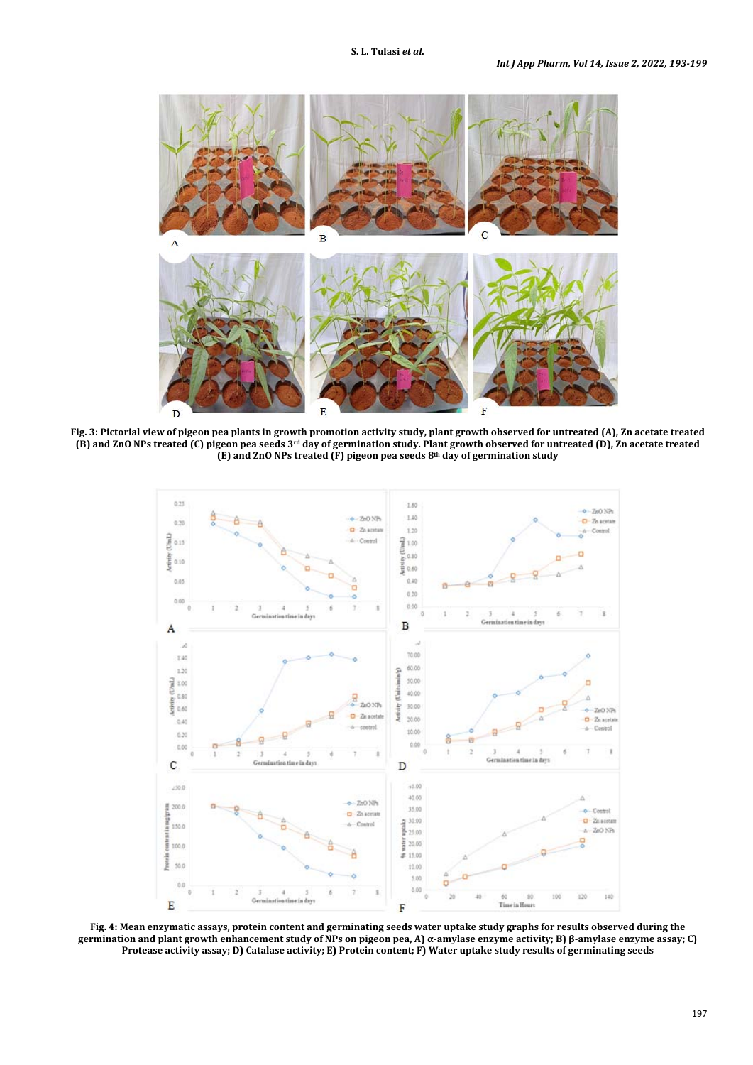**Fig. 3: Pictorial view of pigeon pea plants in growth promotion activity study, plant growth observed for untreated (A), Zn acetate treated (B) and ZnO NPs treated (C) pigeon pea seeds 3rd day of germination study. Plant growth observed for untreated (D), Zn acetate treated (E) and ZnO NPs treated (F) pigeon pea seeds 8th day of germination study**

**Fig. 4: Mean enzymatic assays, protein content and germinating seeds water uptake study graphs for results observed during the germination and plant growth enhancement study of NPs on pigeon pea, A) α-amylase enzyme activity; B) β-amylase enzyme assay; C) Protease activity assay; D) Catalase activity; E) Protein content; F) Water uptake study results of germinating seeds**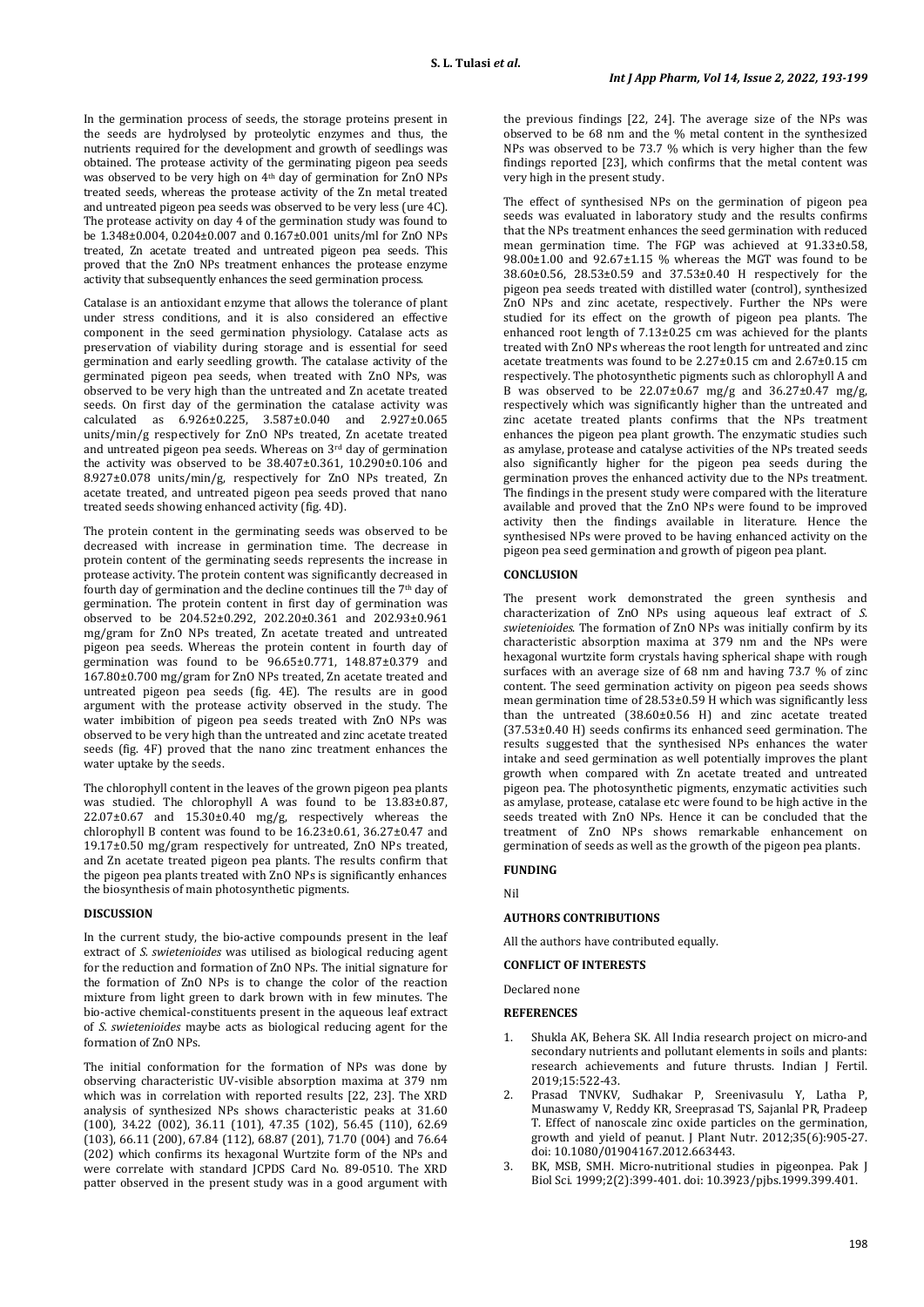In the germination process of seeds, the storage proteins present in the seeds are hydrolysed by proteolytic enzymes and thus, the nutrients required for the development and growth of seedlings was obtained. The protease activity of the germinating pigeon pea seeds was observed to be very high on 4th day of germination for ZnO NPs treated seeds, whereas the protease activity of the Zn metal treated and untreated pigeon pea seeds was observed to be very less (ure 4C). The protease activity on day 4 of the germination study was found to be 1.348±0.004, 0.204±0.007 and 0.167±0.001 units/ml for ZnO NPs treated, Zn acetate treated and untreated pigeon pea seeds. This proved that the ZnO NPs treatment enhances the protease enzyme activity that subsequently enhances the seed germination process.

Catalase is an antioxidant enzyme that allows the tolerance of plant under stress conditions, and it is also considered an effective component in the seed germination physiology. Catalase acts as preservation of viability during storage and is essential for seed germination and early seedling growth. The catalase activity of the germinated pigeon pea seeds, when treated with ZnO NPs, was observed to be very high than the untreated and Zn acetate treated seeds. On first day of the germination the catalase activity was calculated as 6.926±0.225, 3.587±0.040 and 2.927±0.065 units/min/g respectively for ZnO NPs treated, Zn acetate treated and untreated pigeon pea seeds. Whereas on 3rd day of germination the activity was observed to be 38.407±0.361, 10.290±0.106 and 8.927±0.078 units/min/g, respectively for ZnO NPs treated, Zn acetate treated, and untreated pigeon pea seeds proved that nano treated seeds showing enhanced activity (fig. 4D).

The protein content in the germinating seeds was observed to be decreased with increase in germination time. The decrease in protein content of the germinating seeds represents the increase in protease activity. The protein content was significantly decreased in fourth day of germination and the decline continues till the 7th day of germination. The protein content in first day of germination was observed to be 204.52±0.292, 202.20±0.361 and 202.93±0.961 mg/gram for ZnO NPs treated, Zn acetate treated and untreated pigeon pea seeds. Whereas the protein content in fourth day of germination was found to be 96.65±0.771, 148.87±0.379 and 167.80±0.700 mg/gram for ZnO NPs treated, Zn acetate treated and untreated pigeon pea seeds (fig. 4E). The results are in good argument with the protease activity observed in the study. The water imbibition of pigeon pea seeds treated with ZnO NPs was observed to be very high than the untreated and zinc acetate treated seeds (fig. 4F) proved that the nano zinc treatment enhances the water uptake by the seeds.

The chlorophyll content in the leaves of the grown pigeon pea plants was studied. The chlorophyll A was found to be 13.83±0.87, 22.07±0.67 and 15.30±0.40 mg/g, respectively whereas the chlorophyll B content was found to be 16.23±0.61, 36.27±0.47 and 19.17±0.50 mg/gram respectively for untreated, ZnO NPs treated, and Zn acetate treated pigeon pea plants. The results confirm that the pigeon pea plants treated with ZnO NPs is significantly enhances the biosynthesis of main photosynthetic pigments.

## DISCUSSION

In the current study, the bio-active compounds present in the leaf extract of *S. swietenioides* was utilised as biological reducing agent for the reduction and formation of ZnO NPs. The initial signature for the formation of ZnO NPs is to change the color of the reaction mixture from light green to dark brown with in few minutes. The bio-active chemical-constituents present in the aqueous leaf extract of *S. swietenioides* maybe acts as biological reducing agent for the formation of ZnO NPs.

The initial conformation for the formation of NPs was done by observing characteristic UV-visible absorption maxima at 379 nm which was in correlation with reported results [22, 23]. The XRD analysis of synthesized NPs shows characteristic peaks at 31.60 (100), 34.22 (002), 36.11 (101), 47.35 (102), 56.45 (110), 62.69 (103), 66.11 (200), 67.84 (112), 68.87 (201), 71.70 (004) and 76.64 (202) which confirms its hexagonal Wurtzite form of the NPs and were correlate with standard JCPDS Card No. 89-0510. The XRD patter observed in the present study was in a good argument with the previous findings [22, 24]. The average size of the NPs was observed to be 68 nm and the % metal content in the synthesized NPs was observed to be 73.7 % which is very higher than the few findings reported [23], which confirms that the metal content was very high in the present study.

The effect of synthesised NPs on the germination of pigeon pea seeds was evaluated in laboratory study and the results confirms that the NPs treatment enhances the seed germination with reduced mean germination time. The FGP was achieved at 91.33±0.58, 98.00±1.00 and 92.67±1.15 % whereas the MGT was found to be 38.60±0.56, 28.53±0.59 and 37.53±0.40 H respectively for the pigeon pea seeds treated with distilled water (control), synthesized ZnO NPs and zinc acetate, respectively. Further the NPs were studied for its effect on the growth of pigeon pea plants. The enhanced root length of 7.13±0.25 cm was achieved for the plants treated with ZnO NPs whereas the root length for untreated and zinc acetate treatments was found to be 2.27±0.15 cm and 2.67±0.15 cm respectively. The photosynthetic pigments such as chlorophyll A and B was observed to be 22.07±0.67 mg/g and 36.27±0.47 mg/g, respectively which was significantly higher than the untreated and zinc acetate treated plants confirms that the NPs treatment enhances the pigeon pea plant growth. The enzymatic studies such as amylase, protease and catalyse activities of the NPs treated seeds also significantly higher for the pigeon pea seeds during the germination proves the enhanced activity due to the NPs treatment. The findings in the present study were compared with the literature available and proved that the ZnO NPs were found to be improved activity then the findings available in literature. Hence the synthesised NPs were proved to be having enhanced activity on the pigeon pea seed germination and growth of pigeon pea plant.

## CONCLUSION

The present work demonstrated the green synthesis and characterization of ZnO NPs using aqueous leaf extract of *S. swietenioides*. The formation of ZnO NPs was initially confirm by its characteristic absorption maxima at 379 nm and the NPs were hexagonal wurtzite form crystals having spherical shape with rough surfaces with an average size of 68 nm and having 73.7 % of zinc content. The seed germination activity on pigeon pea seeds shows mean germination time of 28.53±0.59 H which was significantly less than the untreated (38.60±0.56 H) and zinc acetate treated (37.53±0.40 H) seeds confirms its enhanced seed germination. The results suggested that the synthesised NPs enhances the water intake and seed germination as well potentially improves the plant growth when compared with Zn acetate treated and untreated pigeon pea. The photosynthetic pigments, enzymatic activities such as amylase, protease, catalase etc were found to be high active in the seeds treated with ZnO NPs. Hence it can be concluded that the treatment of ZnO NPs shows remarkable enhancement on germination of seeds as well as the growth of the pigeon pea plants.

## FUNDING

Nil

## AUTHORS CONTRIBUTIONS

All the authors have contributed equally.

## CONFLICT OF INTERESTS

Declared none

## REFERENCES

1. Shukla AK, Behera SK. All India research project on micro-and secondary nutrients and pollutant elements in soils and plants: research achievements and future thrusts. Indian J Fertil. 2019;15:522-43.
2. Prasad TNVKV, Sudhakar P, Sreenivasulu Y, Latha P, Munaswamy V, Reddy KR, Sreeprasad TS, Sajanlal PR, Pradeep T. Effect of nanoscale zinc oxide particles on the germination, growth and yield of peanut. J Plant Nutr. 2012;35(6):905-27. doi: 10.1080/01904167.2012.663443.
3. BK, MSB, SMH. Micro-nutritional studies in pigeonpea. Pak J Biol Sci. 1999;2(2):399-401. doi: 10.3923/pjbs.1999.399.401.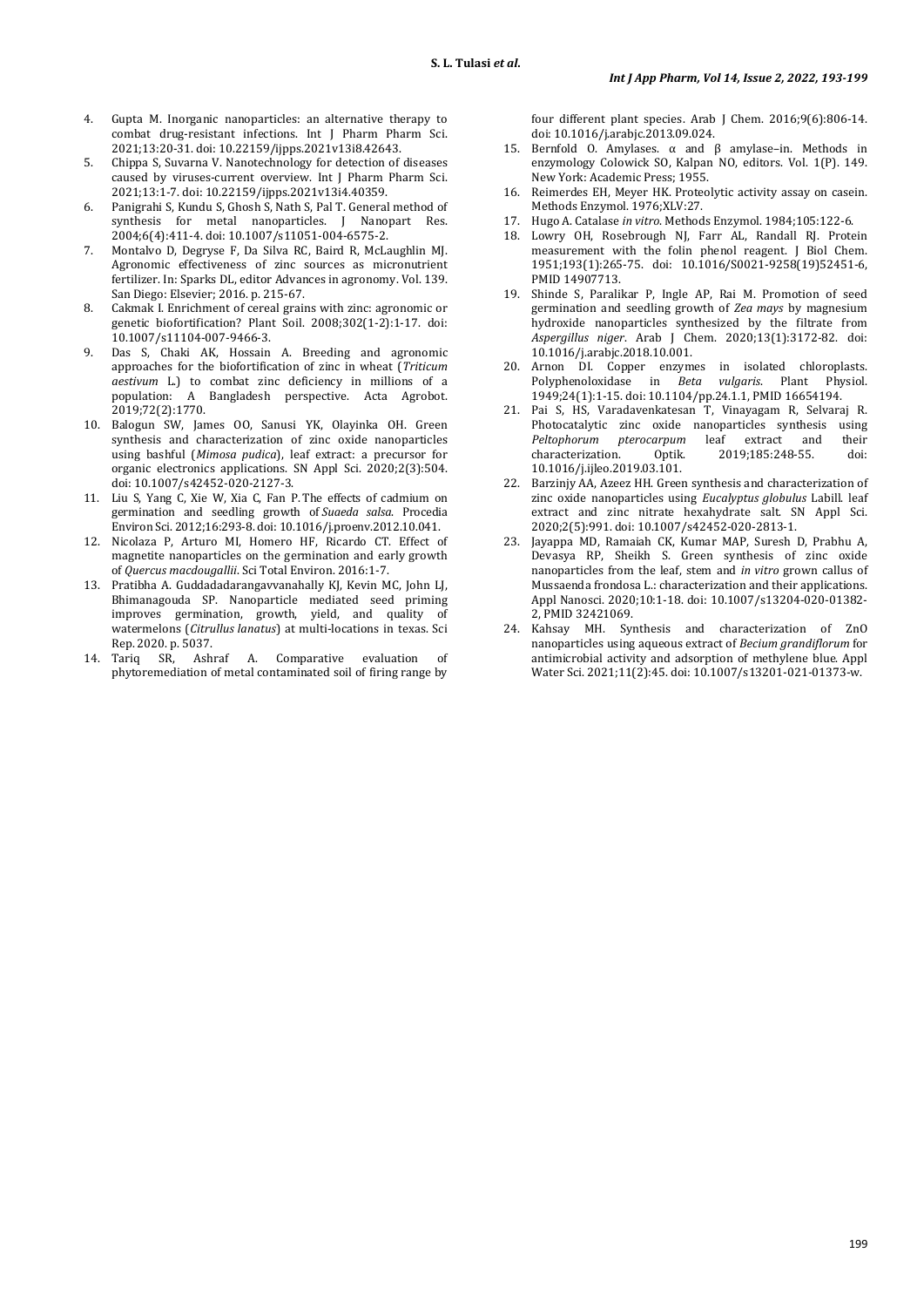4. Gupta M. Inorganic nanoparticles: an alternative therapy to combat drug-resistant infections. Int J Pharm Pharm Sci. 2021;13:20-31. doi: 10.22159/ijpps.2021v13i8.42643.
5. Chippa S, Suvarna V. Nanotechnology for detection of diseases caused by viruses-current overview. Int J Pharm Pharm Sci. 2021;13:1-7. doi: 10.22159/ijpps.2021v13i4.40359.
6. Panigrahi S, Kundu S, Ghosh S, Nath S, Pal T. General method of synthesis for metal nanoparticles. J Nanopart Res. 2004;6(4):411-4. doi: 10.1007/s11051-004-6575-2.
7. Montalvo D, Degryse F, Da Silva RC, Baird R, McLaughlin MJ. Agronomic effectiveness of zinc sources as micronutrient fertilizer. In: Sparks DL, editor Advances in agronomy. Vol. 139. San Diego: Elsevier; 2016. p. 215-67.
8. Cakmak I. Enrichment of cereal grains with zinc: agronomic or genetic biofortification? Plant Soil. 2008;302(1-2):1-17. doi: 10.1007/s11104-007-9466-3.
9. Das S, Chaki AK, Hossain A. Breeding and agronomic approaches for the biofortification of zinc in wheat (*Triticum aestivum* L.) to combat zinc deficiency in millions of a population: A Bangladesh perspective. Acta Agrobot. 2019;72(2):1770.
10. Balogun SW, James OO, Sanusi YK, Olayinka OH. Green synthesis and characterization of zinc oxide nanoparticles using bashful (*Mimosa pudica*), leaf extract: a precursor for organic electronics applications. SN Appl Sci. 2020;2(3):504. doi: 10.1007/s42452-020-2127-3.
11. Liu S, Yang C, Xie W, Xia C, Fan P. The effects of cadmium on germination and seedling growth of *Suaeda salsa*. Procedia Environ Sci. 2012;16:293-8. doi: 10.1016/j.proenv.2012.10.041.
12. Nicolaza P, Arturo MI, Homero HF, Ricardo CT. Effect of magnetite nanoparticles on the germination and early growth of *Quercus macdougallii*. Sci Total Environ. 2016:1-7.
13. Pratibha A. Guddadadarangavvanahally KJ, Kevin MC, John LJ, Bhimanagouda SP. Nanoparticle mediated seed priming improves germination, growth, yield, and quality of watermelons (*Citrullus lanatus*) at multi-locations in texas. Sci Rep. 2020. p. 5037.
14. Tariq SR, Ashraf A. Comparative evaluation of phytoremediation of metal contaminated soil of firing range by four different plant species. Arab J Chem. 2016;9(6):806-14. doi: 10.1016/j.arabjc.2013.09.024.
15. Bernfold O. Amylases. α and β amylase–in. Methods in enzymology Colowick SO, Kalpan NO, editors. Vol. 1(P). 149. New York: Academic Press; 1955.
16. Reimerdes EH, Meyer HK. Proteolytic activity assay on casein. Methods Enzymol. 1976;XLV:27.
17. Hugo A. Catalase *in vitro*. Methods Enzymol. 1984;105:122-6.
18. Lowry OH, Rosebrough NJ, Farr AL, Randall RJ. Protein measurement with the folin phenol reagent. J Biol Chem. 1951;193(1):265-75. doi: 10.1016/S0021-9258(19)52451-6, PMID 14907713.
19. Shinde S, Paralikar P, Ingle AP, Rai M. Promotion of seed germination and seedling growth of *Zea mays* by magnesium hydroxide nanoparticles synthesized by the filtrate from *Aspergillus niger*. Arab J Chem. 2020;13(1):3172-82. doi: 10.1016/j.arabjc.2018.10.001.
20. Arnon DI. Copper enzymes in isolated chloroplasts. Polyphenoloxidase in *Beta vulgaris*. Plant Physiol. 1949;24(1):1-15. doi: 10.1104/pp.24.1.1, PMID 16654194.
21. Pai S, HS, Varadavenkatesan T, Vinayagam R, Selvaraj R. Photocatalytic zinc oxide nanoparticles synthesis using *Peltophorum pterocarpum* leaf extract and their characterization. Optik. 2019;185:248-55. doi: 10.1016/j.ijleo.2019.03.101.
22. Barzinjy AA, Azeez HH. Green synthesis and characterization of zinc oxide nanoparticles using *Eucalyptus globulus* Labill. leaf extract and zinc nitrate hexahydrate salt. SN Appl Sci. 2020;2(5):991. doi: 10.1007/s42452-020-2813-1.
23. Jayappa MD, Ramaiah CK, Kumar MAP, Suresh D, Prabhu A, Devasya RP, Sheikh S. Green synthesis of zinc oxide nanoparticles from the leaf, stem and *in vitro* grown callus of Mussaenda frondosa L.: characterization and their applications. Appl Nanosci. 2020;10:1-18. doi: 10.1007/s13204-020-01382-2, PMID 32421069.
24. Kahsay MH. Synthesis and characterization of ZnO nanoparticles using aqueous extract of *Becium grandiflorum* for antimicrobial activity and adsorption of methylene blue. Appl Water Sci. 2021;11(2):45. doi: 10.1007/s13201-021-01373-w.